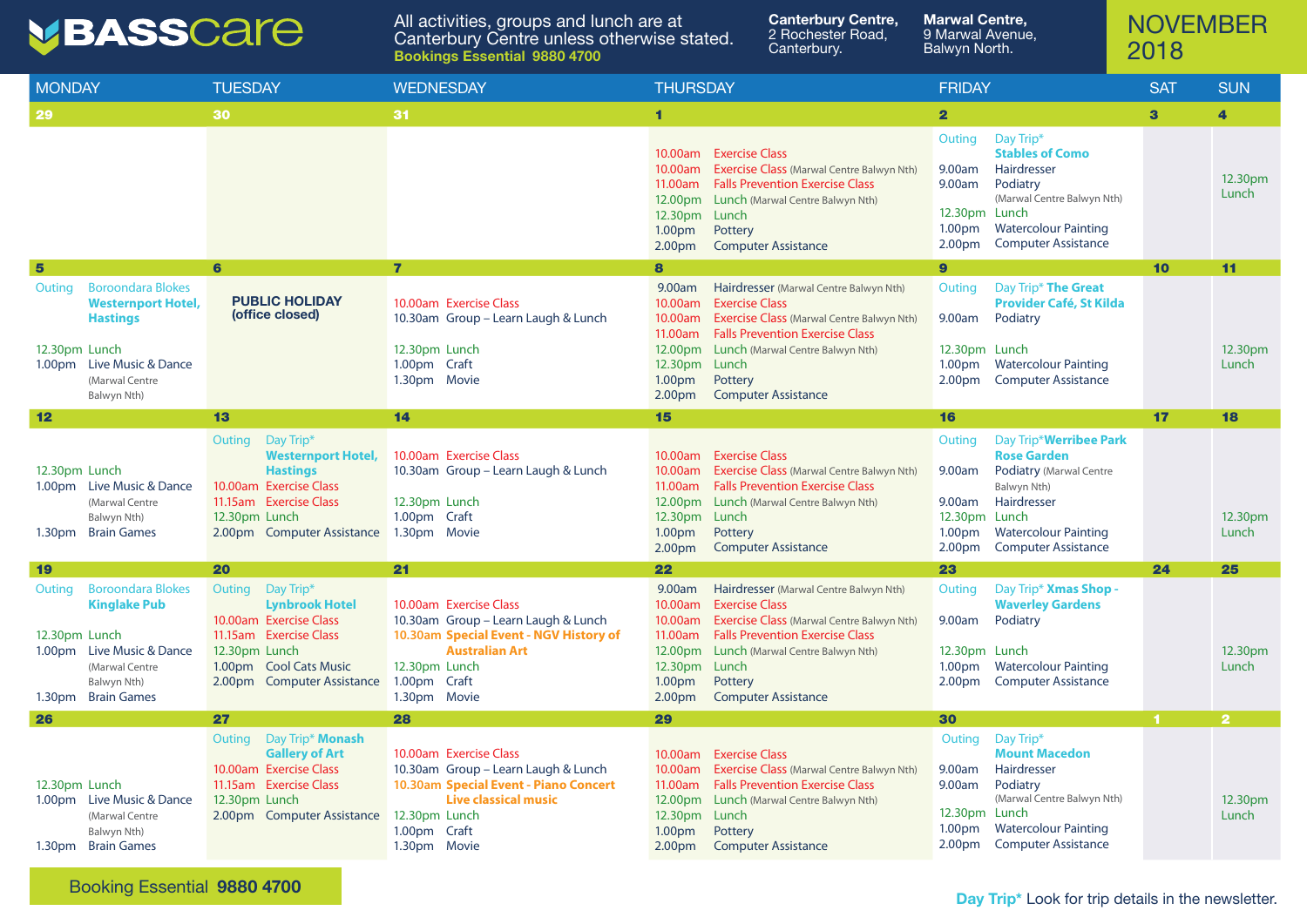# BASScare

All activities, groups and lunch are at Canterbury Centre unless otherwise stated.
**Bookings Essential 9880 4700**

**Canterbury Centre,** 2 Rochester Road, Canterbury.

**Marwal Centre,** 9 Marwal Avenue, Balwyn North.

## NOVEMBER 2018

| MONDAY | TUESDAY | WEDNESDAY | THURSDAY | FRIDAY | SAT | SUN |
|---|---|---|---|---|---|---|
| **29** | **30** | **31** | **1** | **2** | **3** | **4** |
| | | | 10.00am Exercise Class<br>10.00am Exercise Class (Marwal Centre Balwyn Nth)<br>11.00am Falls Prevention Exercise Class<br>12.00pm Lunch (Marwal Centre Balwyn Nth)<br>12.30pm Lunch<br>1.00pm Pottery<br>2.00pm Computer Assistance | Outing Day Trip* **Stables of Como**<br>9.00am Hairdresser<br>9.00am Podiatry (Marwal Centre Balwyn Nth)<br>12.30pm Lunch<br>1.00pm Watercolour Painting<br>2.00pm Computer Assistance | | 12.30pm Lunch |
| **5** | **6** | **7** | **8** | **9** | **10** | **11** |
| Outing Boroondara Blokes **Westernport Hotel, Hastings**<br>12.30pm Lunch<br>1.00pm Live Music & Dance (Marwal Centre Balwyn Nth) | **PUBLIC HOLIDAY (office closed)** | 10.00am Exercise Class<br>10.30am Group – Learn Laugh & Lunch<br>12.30pm Lunch<br>1.00pm Craft<br>1.30pm Movie | 9.00am Hairdresser (Marwal Centre Balwyn Nth)<br>10.00am Exercise Class<br>10.00am Exercise Class (Marwal Centre Balwyn Nth)<br>11.00am Falls Prevention Exercise Class<br>12.00pm Lunch (Marwal Centre Balwyn Nth)<br>12.30pm Lunch<br>1.00pm Pottery<br>2.00pm Computer Assistance | Outing Day Trip* **The Great Provider Café, St Kilda**<br>9.00am Podiatry<br>12.30pm Lunch<br>1.00pm Watercolour Painting<br>2.00pm Computer Assistance | | 12.30pm Lunch |
| **12** | **13** | **14** | **15** | **16** | **17** | **18** |
| 12.30pm Lunch<br>1.00pm Live Music & Dance (Marwal Centre Balwyn Nth)<br>1.30pm Brain Games | Outing Day Trip* **Westernport Hotel, Hastings**<br>10.00am Exercise Class<br>11.15am Exercise Class<br>12.30pm Lunch<br>2.00pm Computer Assistance | 10.00am Exercise Class<br>10.30am Group – Learn Laugh & Lunch<br>12.30pm Lunch<br>1.00pm Craft<br>1.30pm Movie | 10.00am Exercise Class<br>10.00am Exercise Class (Marwal Centre Balwyn Nth)<br>11.00am Falls Prevention Exercise Class<br>12.00pm Lunch (Marwal Centre Balwyn Nth)<br>12.30pm Lunch<br>1.00pm Pottery<br>2.00pm Computer Assistance | Outing Day Trip* **Werribee Park Rose Garden**<br>9.00am Podiatry (Marwal Centre Balwyn Nth)<br>9.00am Hairdresser<br>12.30pm Lunch<br>1.00pm Watercolour Painting<br>2.00pm Computer Assistance | | 12.30pm Lunch |
| **19** | **20** | **21** | **22** | **23** | **24** | **25** |
| Outing Boroondara Blokes **Kinglake Pub**<br>12.30pm Lunch<br>1.00pm Live Music & Dance (Marwal Centre Balwyn Nth)<br>1.30pm Brain Games | Outing Day Trip* **Lynbrook Hotel**<br>10.00am Exercise Class<br>11.15am Exercise Class<br>12.30pm Lunch<br>1.00pm Cool Cats Music<br>2.00pm Computer Assistance | 10.00am Exercise Class<br>10.30am Group – Learn Laugh & Lunch<br>10.30am **Special Event - NGV History of Australian Art**<br>12.30pm Lunch<br>1.00pm Craft<br>1.30pm Movie | 9.00am Hairdresser (Marwal Centre Balwyn Nth)<br>10.00am Exercise Class<br>10.00am Exercise Class (Marwal Centre Balwyn Nth)<br>11.00am Falls Prevention Exercise Class<br>12.00pm Lunch (Marwal Centre Balwyn Nth)<br>12.30pm Lunch<br>1.00pm Pottery<br>2.00pm Computer Assistance | Outing Day Trip* **Xmas Shop - Waverley Gardens**<br>9.00am Podiatry<br>12.30pm Lunch<br>1.00pm Watercolour Painting<br>2.00pm Computer Assistance | | 12.30pm Lunch |
| **26** | **27** | **28** | **29** | **30** | **1** | **2** |
| 12.30pm Lunch<br>1.00pm Live Music & Dance (Marwal Centre Balwyn Nth)<br>1.30pm Brain Games | Outing Day Trip* **Monash Gallery of Art**<br>10.00am Exercise Class<br>11.15am Exercise Class<br>12.30pm Lunch<br>2.00pm Computer Assistance | 10.00am Exercise Class<br>10.30am Group – Learn Laugh & Lunch<br>10.30am **Special Event - Piano Concert Live classical music**<br>12.30pm Lunch<br>1.00pm Craft<br>1.30pm Movie | 10.00am Exercise Class<br>10.00am Exercise Class (Marwal Centre Balwyn Nth)<br>11.00am Falls Prevention Exercise Class<br>12.00pm Lunch (Marwal Centre Balwyn Nth)<br>12.30pm Lunch<br>1.00pm Pottery<br>2.00pm Computer Assistance | Outing Day Trip* **Mount Macedon**<br>9.00am Hairdresser<br>9.00am Podiatry (Marwal Centre Balwyn Nth)<br>12.30pm Lunch<br>1.00pm Watercolour Painting<br>2.00pm Computer Assistance | | 12.30pm Lunch |

Booking Essential **9880 4700**

**Day Trip*** Look for trip details in the newsletter.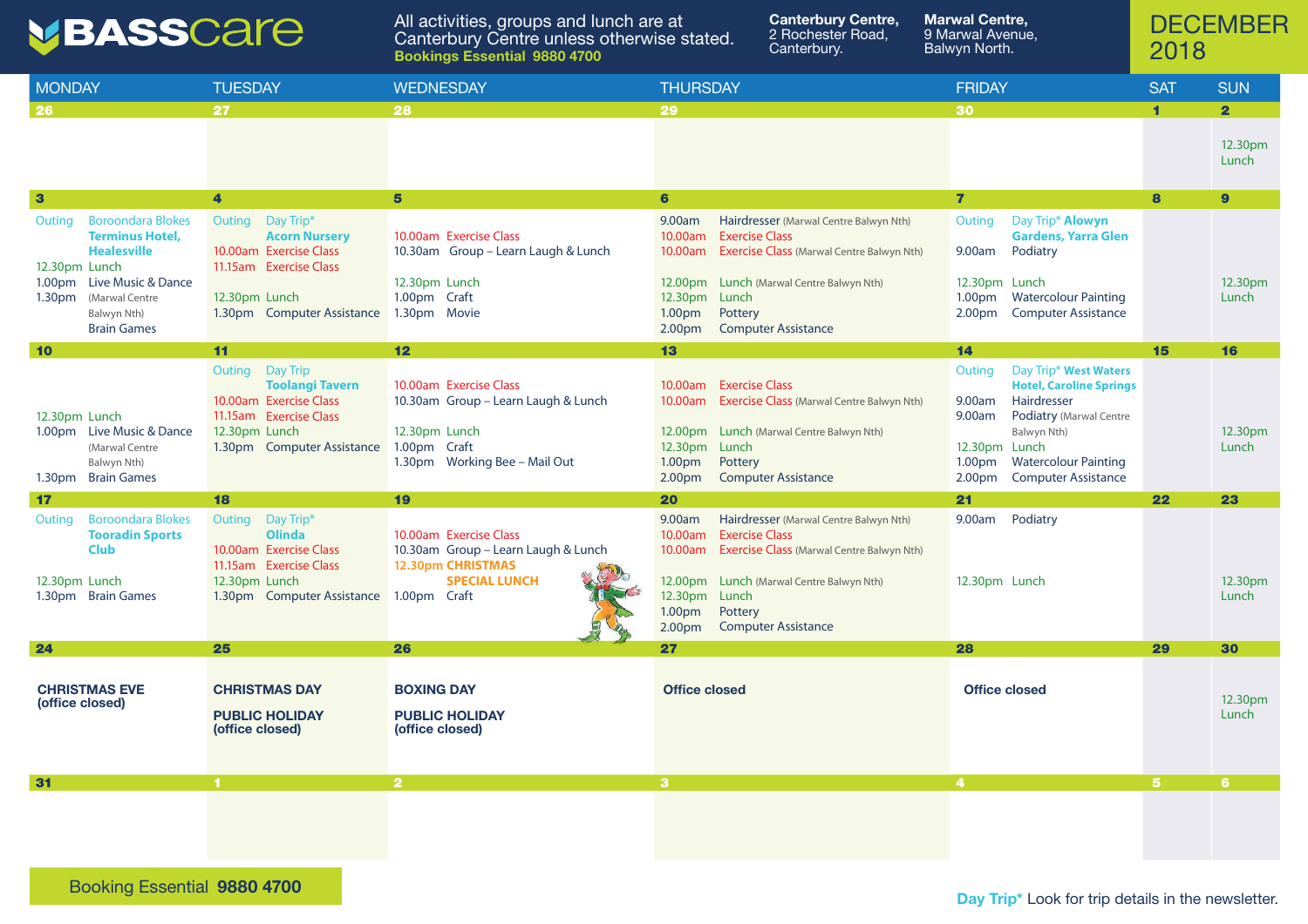# BASScare

All activities, groups and lunch are at Canterbury Centre unless otherwise stated.
**Bookings Essential 9880 4700**

**Canterbury Centre,** 2 Rochester Road, Canterbury.

**Marwal Centre,** 9 Marwal Avenue, Balwyn North.

## DECEMBER 2018

| MONDAY | TUESDAY | WEDNESDAY | THURSDAY | FRIDAY | SAT | SUN |
|---|---|---|---|---|---|---|
| **26** | **27** | **28** | **29** | **30** | **1** | **2**<br>12.30pm Lunch |
| **3**<br>Outing Boroondara Blokes **Terminus Hotel, Healesville**<br>12.30pm Lunch<br>1.00pm Live Music & Dance (Marwal Centre Balwyn Nth)<br>1.30pm Brain Games | **4**<br>Outing Day Trip* **Acorn Nursery**<br>10.00am Exercise Class<br>11.15am Exercise Class<br>12.30pm Lunch<br>1.30pm Computer Assistance | **5**<br>10.00am Exercise Class<br>10.30am Group – Learn Laugh & Lunch<br>12.30pm Lunch<br>1.00pm Craft<br>1.30pm Movie | **6**<br>9.00am Hairdresser (Marwal Centre Balwyn Nth)<br>10.00am Exercise Class<br>10.00am Exercise Class (Marwal Centre Balwyn Nth)<br>12.00pm Lunch (Marwal Centre Balwyn Nth)<br>12.30pm Lunch<br>1.00pm Pottery<br>2.00pm Computer Assistance | **7**<br>Outing Day Trip* **Alowyn Gardens, Yarra Glen**<br>9.00am Podiatry<br>12.30pm Lunch<br>1.00pm Watercolour Painting<br>2.00pm Computer Assistance | **8** | **9**<br>12.30pm Lunch |
| **10**<br>12.30pm Lunch<br>1.00pm Live Music & Dance (Marwal Centre Balwyn Nth)<br>1.30pm Brain Games | **11**<br>Outing Day Trip **Toolangi Tavern**<br>10.00am Exercise Class<br>11.15am Exercise Class<br>12.30pm Lunch<br>1.30pm Computer Assistance | **12**<br>10.00am Exercise Class<br>10.30am Group – Learn Laugh & Lunch<br>12.30pm Lunch<br>1.00pm Craft<br>1.30pm Working Bee – Mail Out | **13**<br>10.00am Exercise Class<br>10.00am Exercise Class (Marwal Centre Balwyn Nth)<br>12.00pm Lunch (Marwal Centre Balwyn Nth)<br>12.30pm Lunch<br>1.00pm Pottery<br>2.00pm Computer Assistance | **14**<br>Outing Day Trip* **West Waters Hotel, Caroline Springs**<br>9.00am Hairdresser<br>9.00am Podiatry (Marwal Centre Balwyn Nth)<br>12.30pm Lunch<br>1.00pm Watercolour Painting<br>2.00pm Computer Assistance | **15** | **16**<br>12.30pm Lunch |
| **17**<br>Outing Boroondara Blokes **Tooradin Sports Club**<br>12.30pm Lunch<br>1.30pm Brain Games | **18**<br>Outing Day Trip* **Olinda**<br>10.00am Exercise Class<br>11.15am Exercise Class<br>12.30pm Lunch<br>1.30pm Computer Assistance | **19**<br>10.00am Exercise Class<br>10.30am Group – Learn Laugh & Lunch<br>**12.30pm CHRISTMAS SPECIAL LUNCH**<br>1.00pm Craft | **20**<br>9.00am Hairdresser (Marwal Centre Balwyn Nth)<br>10.00am Exercise Class<br>10.00am Exercise Class (Marwal Centre Balwyn Nth)<br>12.00pm Lunch (Marwal Centre Balwyn Nth)<br>12.30pm Lunch<br>1.00pm Pottery<br>2.00pm Computer Assistance | **21**<br>9.00am Podiatry<br>12.30pm Lunch | **22** | **23**<br>12.30pm Lunch |
| **24**<br>**CHRISTMAS EVE (office closed)** | **25**<br>**CHRISTMAS DAY**<br>**PUBLIC HOLIDAY (office closed)** | **26**<br>**BOXING DAY**<br>**PUBLIC HOLIDAY (office closed)** | **27**<br>**Office closed** | **28**<br>**Office closed** | **29** | **30**<br>12.30pm Lunch |
| **31** | **1** | **2** | **3** | **4** | **5** | **6** |

Booking Essential **9880 4700**

**Day Trip*** Look for trip details in the newsletter.